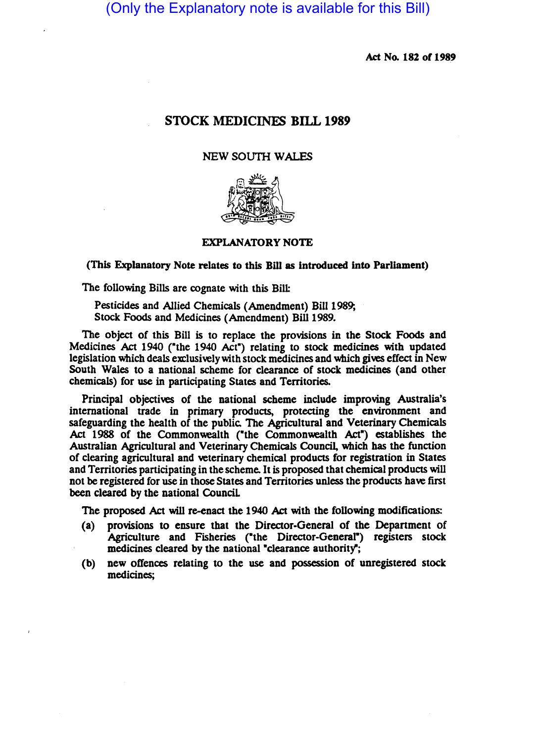(Only the Explanatory note is available for this Bill)

Act No. 182 of 1989

# STOCK MEDICINES BILL 1989

NEW SOUTH WALES

## EXPLANATORY NOTE

**(This Explanatory Note relates to this Bill as introduced into Parliament)**

The following Bills are cognate with this Bill:

Pesticides and Allied Chemicals (Amendment) Bill 1989;
Stock Foods and Medicines (Amendment) Bill 1989.

The object of this Bill is to replace the provisions in the Stock Foods and Medicines Act 1940 ("the 1940 Act") relating to stock medicines with updated legislation which deals exclusively with stock medicines and which gives effect in New South Wales to a national scheme for clearance of stock medicines (and other chemicals) for use in participating States and Territories.

Principal objectives of the national scheme include improving Australia's international trade in primary products, protecting the environment and safeguarding the health of the public. The Agricultural and Veterinary Chemicals Act 1988 of the Commonwealth ("the Commonwealth Act") establishes the Australian Agricultural and Veterinary Chemicals Council, which has the function of clearing agricultural and veterinary chemical products for registration in States and Territories participating in the scheme. It is proposed that chemical products will not be registered for use in those States and Territories unless the products have first been cleared by the national Council.

The proposed Act will re-enact the 1940 Act with the following modifications:

(a) provisions to ensure that the Director-General of the Department of Agriculture and Fisheries ("the Director-General") registers stock medicines cleared by the national "clearance authority";

(b) new offences relating to the use and possession of unregistered stock medicines;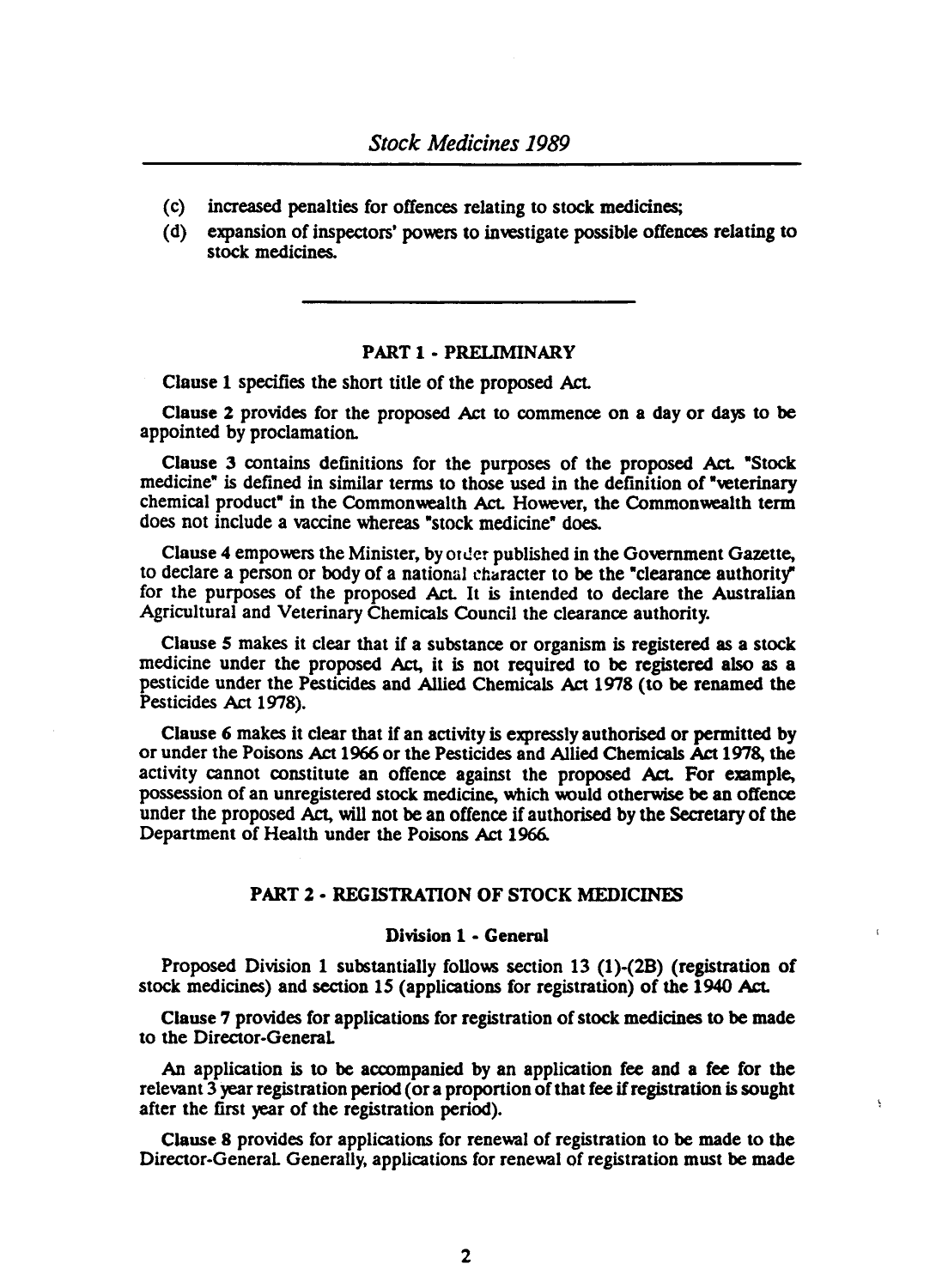(c) increased penalties for offences relating to stock medicines;

(d) expansion of inspectors' powers to investigate possible offences relating to stock medicines.

---

## PART 1 - PRELIMINARY

**Clause 1** specifies the short title of the proposed Act.

**Clause 2** provides for the proposed Act to commence on a day or days to be appointed by proclamation.

**Clause 3** contains definitions for the purposes of the proposed Act. "Stock medicine" is defined in similar terms to those used in the definition of "veterinary chemical product" in the Commonwealth Act. However, the Commonwealth term does not include a vaccine whereas "stock medicine" does.

**Clause 4** empowers the Minister, by order published in the Government Gazette, to declare a person or body of a national character to be the "clearance authority" for the purposes of the proposed Act. It is intended to declare the Australian Agricultural and Veterinary Chemicals Council the clearance authority.

**Clause 5** makes it clear that if a substance or organism is registered as a stock medicine under the proposed Act, it is not required to be registered also as a pesticide under the Pesticides and Allied Chemicals Act 1978 (to be renamed the Pesticides Act 1978).

**Clause 6** makes it clear that if an activity is expressly authorised or permitted by or under the Poisons Act 1966 or the Pesticides and Allied Chemicals Act 1978, the activity cannot constitute an offence against the proposed Act. For example, possession of an unregistered stock medicine, which would otherwise be an offence under the proposed Act, will not be an offence if authorised by the Secretary of the Department of Health under the Poisons Act 1966.

## PART 2 - REGISTRATION OF STOCK MEDICINES

### Division 1 - General

Proposed Division 1 substantially follows section 13 (1)-(2B) (registration of stock medicines) and section 15 (applications for registration) of the 1940 Act.

**Clause 7** provides for applications for registration of stock medicines to be made to the Director-General.

An application is to be accompanied by an application fee and a fee for the relevant 3 year registration period (or a proportion of that fee if registration is sought after the first year of the registration period).

**Clause 8** provides for applications for renewal of registration to be made to the Director-General. Generally, applications for renewal of registration must be made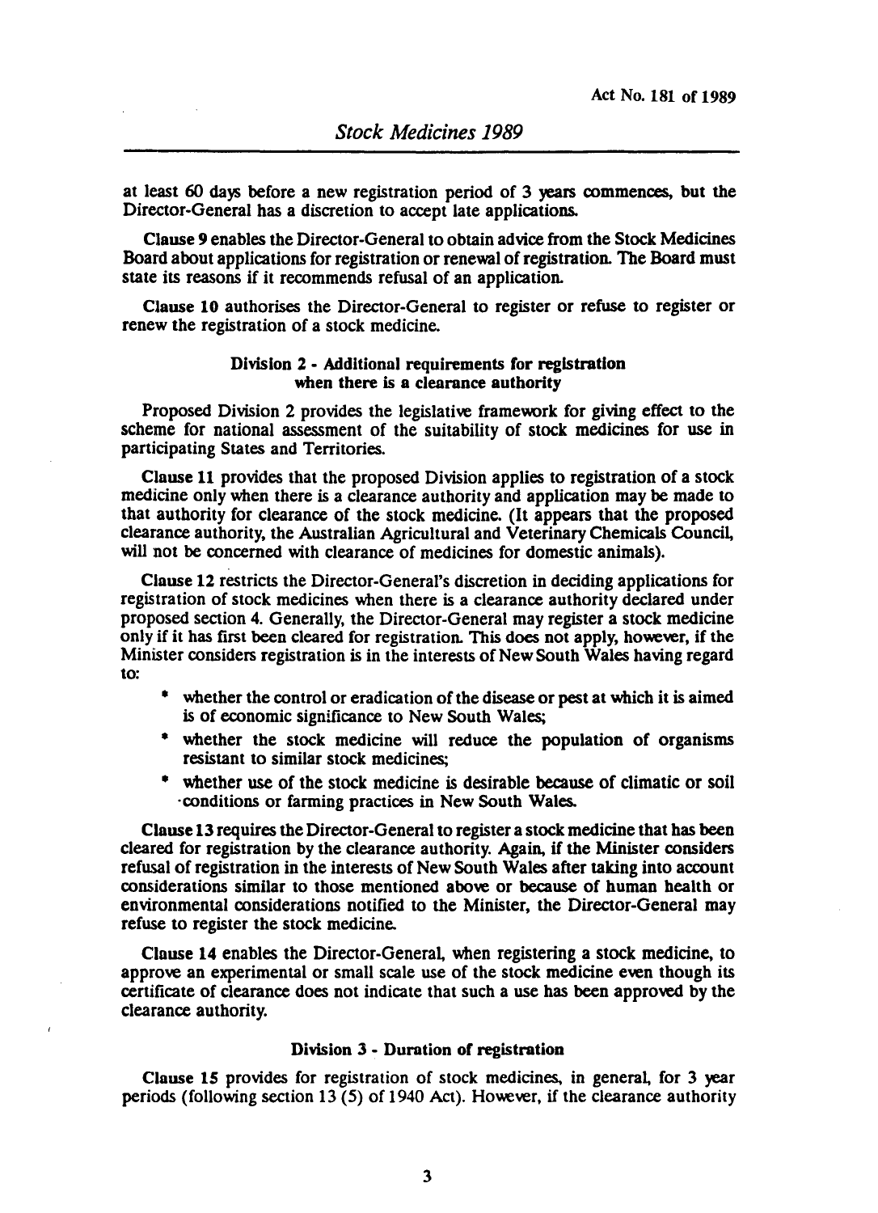at least 60 days before a new registration period of 3 years commences, but the Director-General has a discretion to accept late applications.

**Clause 9** enables the Director-General to obtain advice from the Stock Medicines Board about applications for registration or renewal of registration. The Board must state its reasons if it recommends refusal of an application.

**Clause 10** authorises the Director-General to register or refuse to register or renew the registration of a stock medicine.

### Division 2 - Additional requirements for registration when there is a clearance authority

Proposed Division 2 provides the legislative framework for giving effect to the scheme for national assessment of the suitability of stock medicines for use in participating States and Territories.

**Clause 11** provides that the proposed Division applies to registration of a stock medicine only when there is a clearance authority and application may be made to that authority for clearance of the stock medicine. (It appears that the proposed clearance authority, the Australian Agricultural and Veterinary Chemicals Council, will not be concerned with clearance of medicines for domestic animals).

**Clause 12** restricts the Director-General's discretion in deciding applications for registration of stock medicines when there is a clearance authority declared under proposed section 4. Generally, the Director-General may register a stock medicine only if it has first been cleared for registration. This does not apply, however, if the Minister considers registration is in the interests of New South Wales having regard to:

* whether the control or eradication of the disease or pest at which it is aimed is of economic significance to New South Wales;
* whether the stock medicine will reduce the population of organisms resistant to similar stock medicines;
* whether use of the stock medicine is desirable because of climatic or soil conditions or farming practices in New South Wales.

**Clause 13** requires the Director-General to register a stock medicine that has been cleared for registration by the clearance authority. Again, if the Minister considers refusal of registration in the interests of New South Wales after taking into account considerations similar to those mentioned above or because of human health or environmental considerations notified to the Minister, the Director-General may refuse to register the stock medicine.

**Clause 14** enables the Director-General, when registering a stock medicine, to approve an experimental or small scale use of the stock medicine even though its certificate of clearance does not indicate that such a use has been approved by the clearance authority.

### Division 3 - Duration of registration

**Clause 15** provides for registration of stock medicines, in general, for 3 year periods (following section 13 (5) of 1940 Act). However, if the clearance authority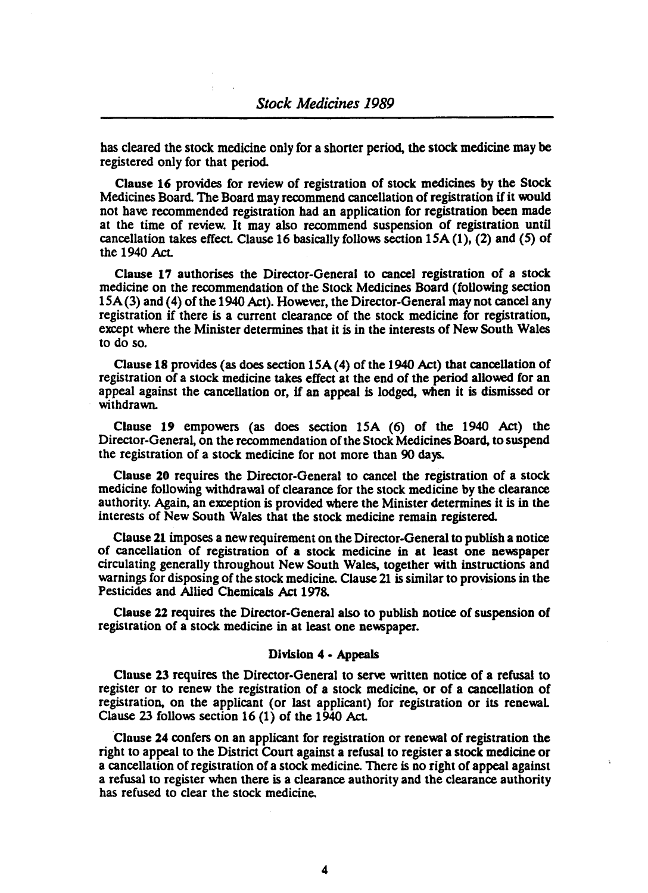has cleared the stock medicine only for a shorter period, the stock medicine may be registered only for that period.

**Clause 16** provides for review of registration of stock medicines by the Stock Medicines Board. The Board may recommend cancellation of registration if it would not have recommended registration had an application for registration been made at the time of review. It may also recommend suspension of registration until cancellation takes effect. Clause 16 basically follows section 15A (1), (2) and (5) of the 1940 Act.

**Clause 17** authorises the Director-General to cancel registration of a stock medicine on the recommendation of the Stock Medicines Board (following section 15A (3) and (4) of the 1940 Act). However, the Director-General may not cancel any registration if there is a current clearance of the stock medicine for registration, except where the Minister determines that it is in the interests of New South Wales to do so.

**Clause 18** provides (as does section 15A (4) of the 1940 Act) that cancellation of registration of a stock medicine takes effect at the end of the period allowed for an appeal against the cancellation or, if an appeal is lodged, when it is dismissed or withdrawn.

**Clause 19** empowers (as does section 15A (6) of the 1940 Act) the Director-General, on the recommendation of the Stock Medicines Board, to suspend the registration of a stock medicine for not more than 90 days.

**Clause 20** requires the Director-General to cancel the registration of a stock medicine following withdrawal of clearance for the stock medicine by the clearance authority. Again, an exception is provided where the Minister determines it is in the interests of New South Wales that the stock medicine remain registered.

**Clause 21** imposes a new requirement on the Director-General to publish a notice of cancellation of registration of a stock medicine in at least one newspaper circulating generally throughout New South Wales, together with instructions and warnings for disposing of the stock medicine. Clause 21 is similar to provisions in the Pesticides and Allied Chemicals Act 1978.

**Clause 22** requires the Director-General also to publish notice of suspension of registration of a stock medicine in at least one newspaper.

### Division 4 - Appeals

**Clause 23** requires the Director-General to serve written notice of a refusal to register or to renew the registration of a stock medicine, or of a cancellation of registration, on the applicant (or last applicant) for registration or its renewal. Clause 23 follows section 16 (1) of the 1940 Act.

**Clause 24** confers on an applicant for registration or renewal of registration the right to appeal to the District Court against a refusal to register a stock medicine or a cancellation of registration of a stock medicine. There is no right of appeal against a refusal to register when there is a clearance authority and the clearance authority has refused to clear the stock medicine.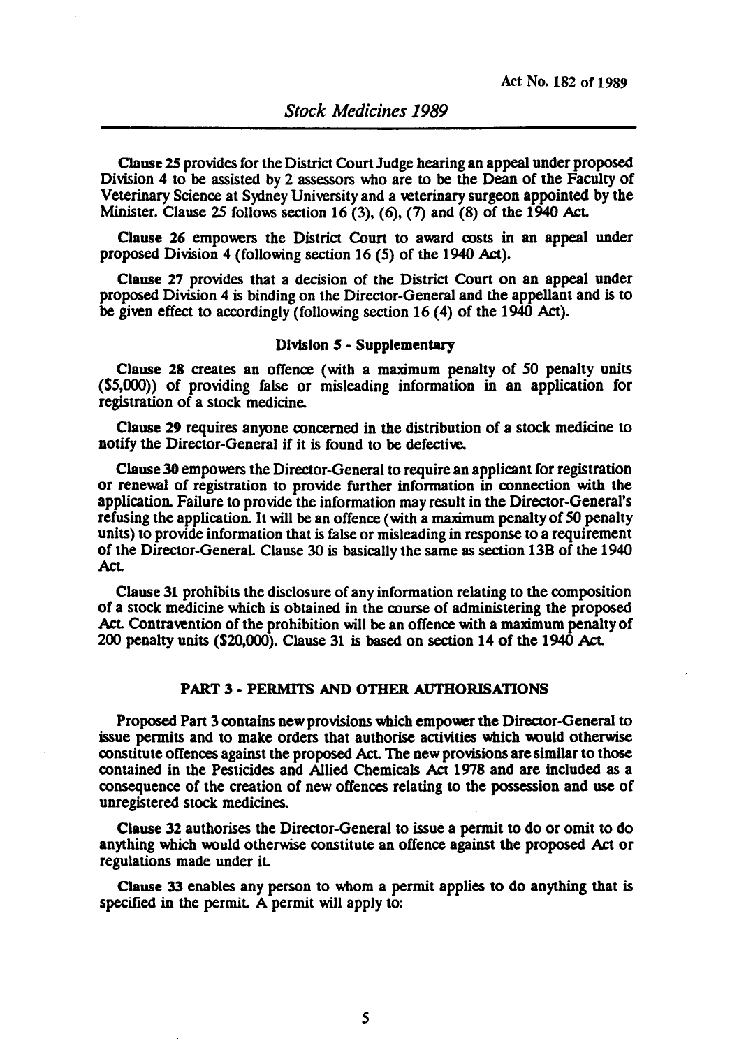Clause 25 provides for the District Court Judge hearing an appeal under proposed Division 4 to be assisted by 2 assessors who are to be the Dean of the Faculty of Veterinary Science at Sydney University and a veterinary surgeon appointed by the Minister. Clause 25 follows section 16 (3), (6), (7) and (8) of the 1940 Act.

Clause 26 empowers the District Court to award costs in an appeal under proposed Division 4 (following section 16 (5) of the 1940 Act).

Clause 27 provides that a decision of the District Court on an appeal under proposed Division 4 is binding on the Director-General and the appellant and is to be given effect to accordingly (following section 16 (4) of the 1940 Act).

**Division 5 - Supplementary**

Clause 28 creates an offence (with a maximum penalty of 50 penalty units ($5,000)) of providing false or misleading information in an application for registration of a stock medicine.

Clause 29 requires anyone concerned in the distribution of a stock medicine to notify the Director-General if it is found to be defective.

Clause 30 empowers the Director-General to require an applicant for registration or renewal of registration to provide further information in connection with the application. Failure to provide the information may result in the Director-General's refusing the application. It will be an offence (with a maximum penalty of 50 penalty units) to provide information that is false or misleading in response to a requirement of the Director-General. Clause 30 is basically the same as section 13B of the 1940 Act.

Clause 31 prohibits the disclosure of any information relating to the composition of a stock medicine which is obtained in the course of administering the proposed Act. Contravention of the prohibition will be an offence with a maximum penalty of 200 penalty units ($20,000). Clause 31 is based on section 14 of the 1940 Act.

**PART 3 - PERMITS AND OTHER AUTHORISATIONS**

Proposed Part 3 contains new provisions which empower the Director-General to issue permits and to make orders that authorise activities which would otherwise constitute offences against the proposed Act. The new provisions are similar to those contained in the Pesticides and Allied Chemicals Act 1978 and are included as a consequence of the creation of new offences relating to the possession and use of unregistered stock medicines.

Clause 32 authorises the Director-General to issue a permit to do or omit to do anything which would otherwise constitute an offence against the proposed Act or regulations made under it.

Clause 33 enables any person to whom a permit applies to do anything that is specified in the permit. A permit will apply to: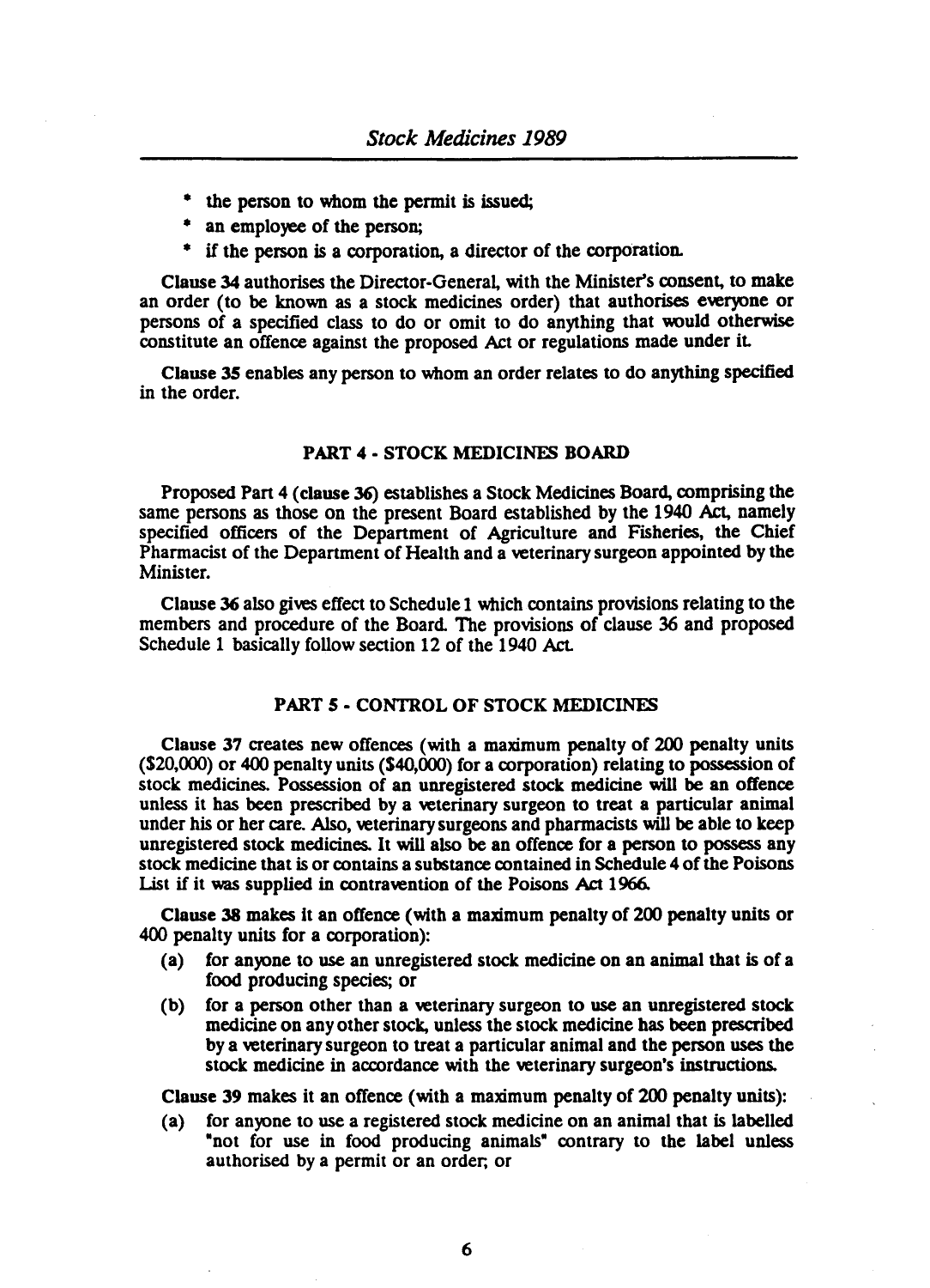* the person to whom the permit is issued;
* an employee of the person;
* if the person is a corporation, a director of the corporation.

**Clause 34** authorises the Director-General, with the Minister's consent, to make an order (to be known as a stock medicines order) that authorises everyone or persons of a specified class to do or omit to do anything that would otherwise constitute an offence against the proposed Act or regulations made under it.

**Clause 35** enables any person to whom an order relates to do anything specified in the order.

## PART 4 - STOCK MEDICINES BOARD

Proposed Part 4 (**clause 36**) establishes a Stock Medicines Board, comprising the same persons as those on the present Board established by the 1940 Act, namely specified officers of the Department of Agriculture and Fisheries, the Chief Pharmacist of the Department of Health and a veterinary surgeon appointed by the Minister.

**Clause 36** also gives effect to Schedule 1 which contains provisions relating to the members and procedure of the Board. The provisions of clause 36 and proposed Schedule 1 basically follow section 12 of the 1940 Act.

## PART 5 - CONTROL OF STOCK MEDICINES

**Clause 37** creates new offences (with a maximum penalty of 200 penalty units ($20,000) or 400 penalty units ($40,000) for a corporation) relating to possession of stock medicines. Possession of an unregistered stock medicine will be an offence unless it has been prescribed by a veterinary surgeon to treat a particular animal under his or her care. Also, veterinary surgeons and pharmacists will be able to keep unregistered stock medicines. It will also be an offence for a person to possess any stock medicine that is or contains a substance contained in Schedule 4 of the Poisons List if it was supplied in contravention of the Poisons Act 1966.

**Clause 38** makes it an offence (with a maximum penalty of 200 penalty units or 400 penalty units for a corporation):

(a) for anyone to use an unregistered stock medicine on an animal that is of a food producing species; or

(b) for a person other than a veterinary surgeon to use an unregistered stock medicine on any other stock, unless the stock medicine has been prescribed by a veterinary surgeon to treat a particular animal and the person uses the stock medicine in accordance with the veterinary surgeon's instructions.

**Clause 39** makes it an offence (with a maximum penalty of 200 penalty units):

(a) for anyone to use a registered stock medicine on an animal that is labelled "not for use in food producing animals" contrary to the label unless authorised by a permit or an order; or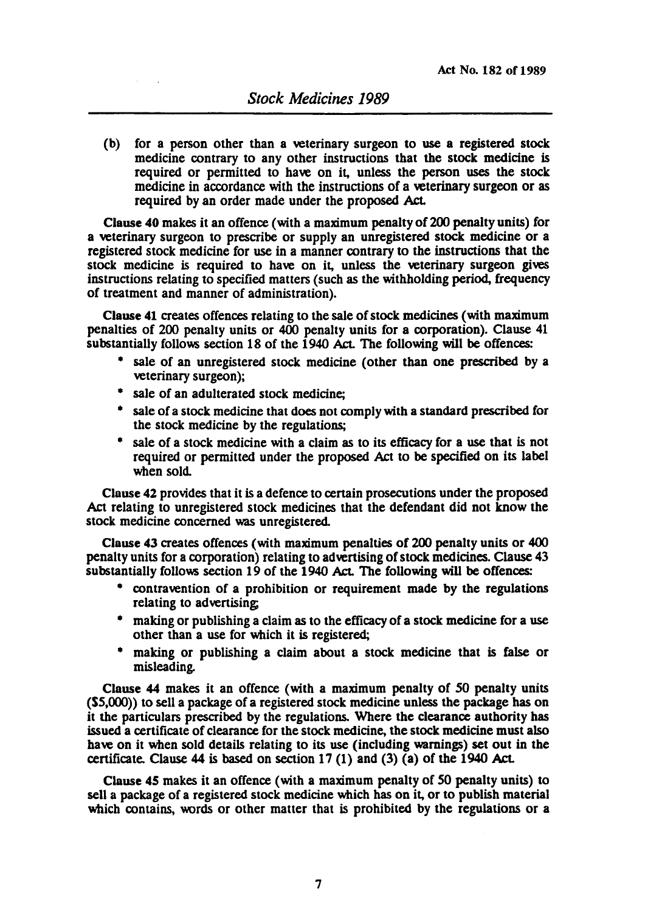(b) for a person other than a veterinary surgeon to use a registered stock medicine contrary to any other instructions that the stock medicine is required or permitted to have on it, unless the person uses the stock medicine in accordance with the instructions of a veterinary surgeon or as required by an order made under the proposed Act.

**Clause 40** makes it an offence (with a maximum penalty of 200 penalty units) for a veterinary surgeon to prescribe or supply an unregistered stock medicine or a registered stock medicine for use in a manner contrary to the instructions that the stock medicine is required to have on it, unless the veterinary surgeon gives instructions relating to specified matters (such as the withholding period, frequency of treatment and manner of administration).

**Clause 41** creates offences relating to the sale of stock medicines (with maximum penalties of 200 penalty units or 400 penalty units for a corporation). Clause 41 substantially follows section 18 of the 1940 Act. The following will be offences:

* sale of an unregistered stock medicine (other than one prescribed by a veterinary surgeon);
* sale of an adulterated stock medicine;
* sale of a stock medicine that does not comply with a standard prescribed for the stock medicine by the regulations;
* sale of a stock medicine with a claim as to its efficacy for a use that is not required or permitted under the proposed Act to be specified on its label when sold.

**Clause 42** provides that it is a defence to certain prosecutions under the proposed Act relating to unregistered stock medicines that the defendant did not know the stock medicine concerned was unregistered.

**Clause 43** creates offences (with maximum penalties of 200 penalty units or 400 penalty units for a corporation) relating to advertising of stock medicines. Clause 43 substantially follows section 19 of the 1940 Act. The following will be offences:

* contravention of a prohibition or requirement made by the regulations relating to advertising;
* making or publishing a claim as to the efficacy of a stock medicine for a use other than a use for which it is registered;
* making or publishing a claim about a stock medicine that is false or misleading.

**Clause 44** makes it an offence (with a maximum penalty of 50 penalty units ($5,000)) to sell a package of a registered stock medicine unless the package has on it the particulars prescribed by the regulations. Where the clearance authority has issued a certificate of clearance for the stock medicine, the stock medicine must also have on it when sold details relating to its use (including warnings) set out in the certificate. Clause 44 is based on section 17 (1) and (3) (a) of the 1940 Act.

**Clause 45** makes it an offence (with a maximum penalty of 50 penalty units) to sell a package of a registered stock medicine which has on it, or to publish material which contains, words or other matter that is prohibited by the regulations or a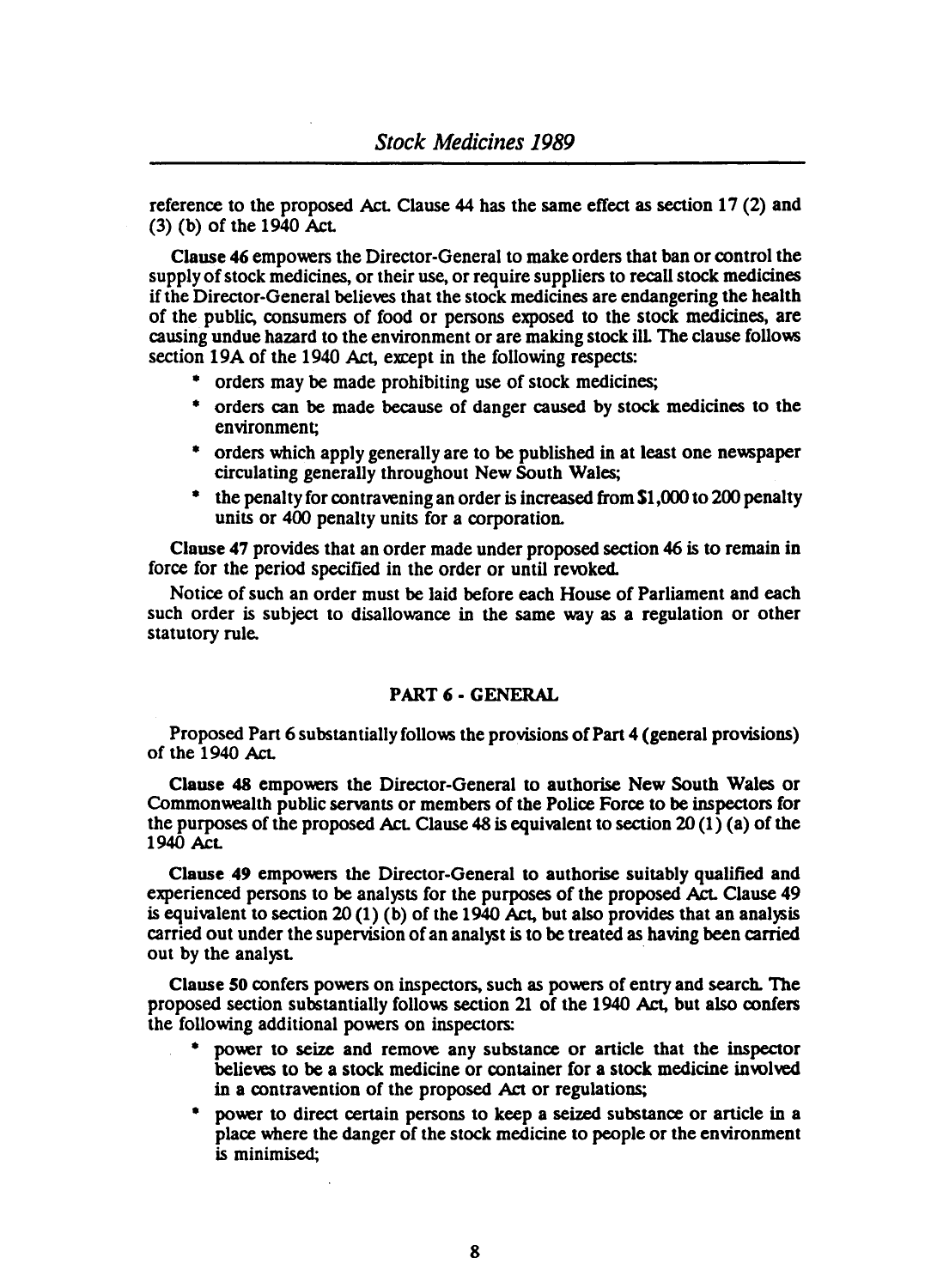reference to the proposed Act. Clause 44 has the same effect as section 17 (2) and (3) (b) of the 1940 Act.

**Clause 46** empowers the Director-General to make orders that ban or control the supply of stock medicines, or their use, or require suppliers to recall stock medicines if the Director-General believes that the stock medicines are endangering the health of the public, consumers of food or persons exposed to the stock medicines, are causing undue hazard to the environment or are making stock ill. The clause follows section 19A of the 1940 Act, except in the following respects:

- orders may be made prohibiting use of stock medicines;
- orders can be made because of danger caused by stock medicines to the environment;
- orders which apply generally are to be published in at least one newspaper circulating generally throughout New South Wales;
- the penalty for contravening an order is increased from $1,000 to 200 penalty units or 400 penalty units for a corporation.

**Clause 47** provides that an order made under proposed section 46 is to remain in force for the period specified in the order or until revoked.

Notice of such an order must be laid before each House of Parliament and each such order is subject to disallowance in the same way as a regulation or other statutory rule.

## PART 6 - GENERAL

Proposed Part 6 substantially follows the provisions of Part 4 (general provisions) of the 1940 Act.

**Clause 48** empowers the Director-General to authorise New South Wales or Commonwealth public servants or members of the Police Force to be inspectors for the purposes of the proposed Act. Clause 48 is equivalent to section 20 (1) (a) of the 1940 Act.

**Clause 49** empowers the Director-General to authorise suitably qualified and experienced persons to be analysts for the purposes of the proposed Act. Clause 49 is equivalent to section 20 (1) (b) of the 1940 Act, but also provides that an analysis carried out under the supervision of an analyst is to be treated as having been carried out by the analyst.

**Clause 50** confers powers on inspectors, such as powers of entry and search. The proposed section substantially follows section 21 of the 1940 Act, but also confers the following additional powers on inspectors:

- power to seize and remove any substance or article that the inspector believes to be a stock medicine or container for a stock medicine involved in a contravention of the proposed Act or regulations;
- power to direct certain persons to keep a seized substance or article in a place where the danger of the stock medicine to people or the environment is minimised;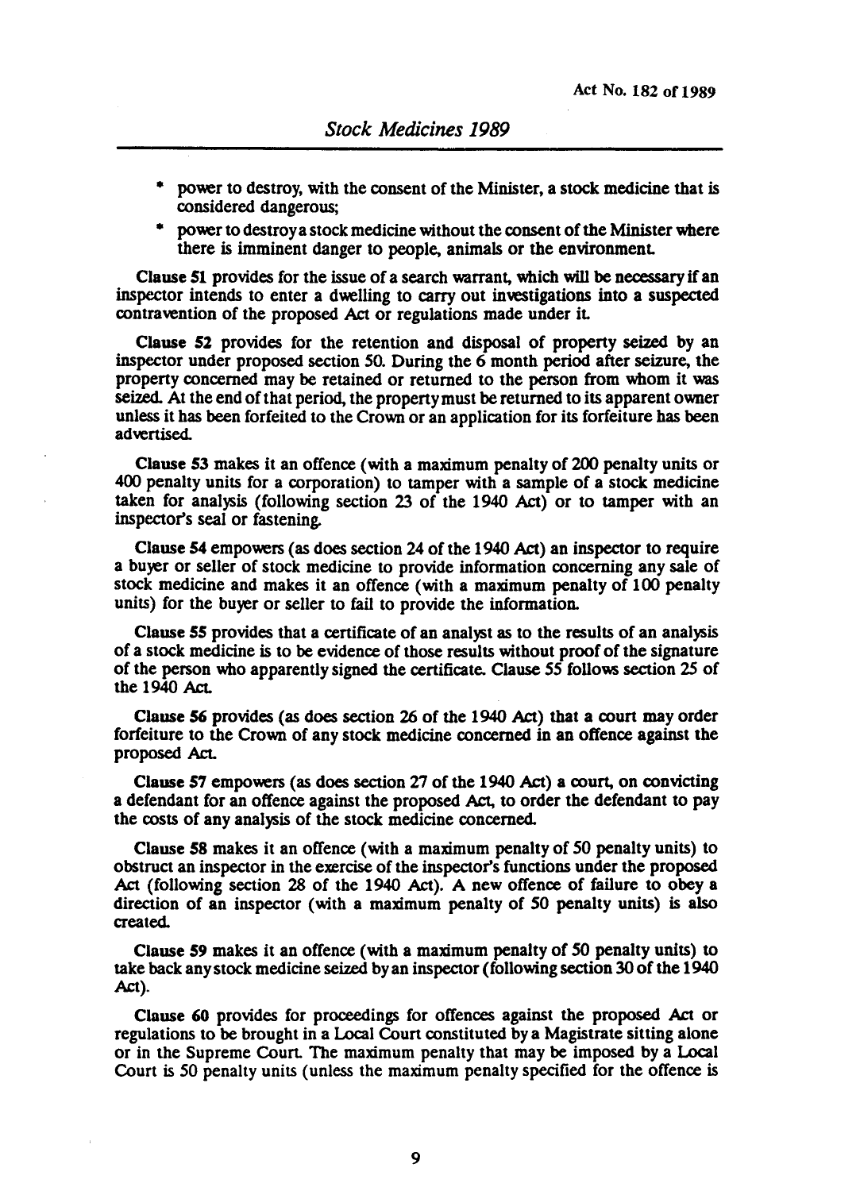- power to destroy, with the consent of the Minister, a stock medicine that is considered dangerous;
- power to destroy a stock medicine without the consent of the Minister where there is imminent danger to people, animals or the environment.

**Clause 51** provides for the issue of a search warrant, which will be necessary if an inspector intends to enter a dwelling to carry out investigations into a suspected contravention of the proposed Act or regulations made under it.

**Clause 52** provides for the retention and disposal of property seized by an inspector under proposed section 50. During the 6 month period after seizure, the property concerned may be retained or returned to the person from whom it was seized. At the end of that period, the property must be returned to its apparent owner unless it has been forfeited to the Crown or an application for its forfeiture has been advertised.

**Clause 53** makes it an offence (with a maximum penalty of 200 penalty units or 400 penalty units for a corporation) to tamper with a sample of a stock medicine taken for analysis (following section 23 of the 1940 Act) or to tamper with an inspector's seal or fastening.

**Clause 54** empowers (as does section 24 of the 1940 Act) an inspector to require a buyer or seller of stock medicine to provide information concerning any sale of stock medicine and makes it an offence (with a maximum penalty of 100 penalty units) for the buyer or seller to fail to provide the information.

**Clause 55** provides that a certificate of an analyst as to the results of an analysis of a stock medicine is to be evidence of those results without proof of the signature of the person who apparently signed the certificate. Clause 55 follows section 25 of the 1940 Act.

**Clause 56** provides (as does section 26 of the 1940 Act) that a court may order forfeiture to the Crown of any stock medicine concerned in an offence against the proposed Act.

**Clause 57** empowers (as does section 27 of the 1940 Act) a court, on convicting a defendant for an offence against the proposed Act, to order the defendant to pay the costs of any analysis of the stock medicine concerned.

**Clause 58** makes it an offence (with a maximum penalty of 50 penalty units) to obstruct an inspector in the exercise of the inspector's functions under the proposed Act (following section 28 of the 1940 Act). A new offence of failure to obey a direction of an inspector (with a maximum penalty of 50 penalty units) is also created.

**Clause 59** makes it an offence (with a maximum penalty of 50 penalty units) to take back any stock medicine seized by an inspector (following section 30 of the 1940 Act).

**Clause 60** provides for proceedings for offences against the proposed Act or regulations to be brought in a Local Court constituted by a Magistrate sitting alone or in the Supreme Court. The maximum penalty that may be imposed by a Local Court is 50 penalty units (unless the maximum penalty specified for the offence is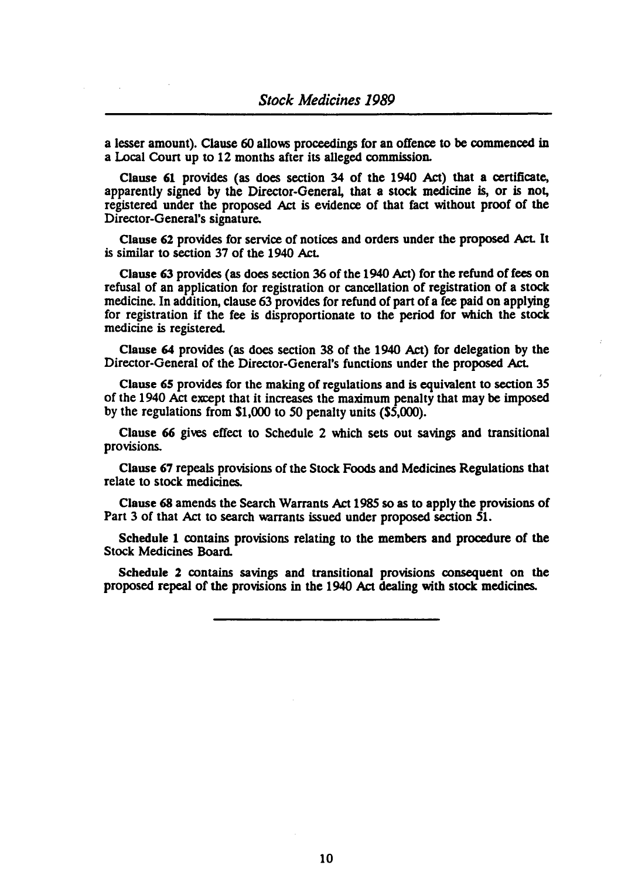a lesser amount). Clause 60 allows proceedings for an offence to be commenced in a Local Court up to 12 months after its alleged commission.

**Clause 61** provides (as does section 34 of the 1940 Act) that a certificate, apparently signed by the Director-General, that a stock medicine is, or is not, registered under the proposed Act is evidence of that fact without proof of the Director-General's signature.

**Clause 62** provides for service of notices and orders under the proposed Act. It is similar to section 37 of the 1940 Act.

**Clause 63** provides (as does section 36 of the 1940 Act) for the refund of fees on refusal of an application for registration or cancellation of registration of a stock medicine. In addition, clause 63 provides for refund of part of a fee paid on applying for registration if the fee is disproportionate to the period for which the stock medicine is registered.

**Clause 64** provides (as does section 38 of the 1940 Act) for delegation by the Director-General of the Director-General's functions under the proposed Act.

**Clause 65** provides for the making of regulations and is equivalent to section 35 of the 1940 Act except that it increases the maximum penalty that may be imposed by the regulations from $1,000 to 50 penalty units ($5,000).

**Clause 66** gives effect to Schedule 2 which sets out savings and transitional provisions.

**Clause 67** repeals provisions of the Stock Foods and Medicines Regulations that relate to stock medicines.

**Clause 68** amends the Search Warrants Act 1985 so as to apply the provisions of Part 3 of that Act to search warrants issued under proposed section 51.

**Schedule 1** contains provisions relating to the members and procedure of the Stock Medicines Board.

**Schedule 2** contains savings and transitional provisions consequent on the proposed repeal of the provisions in the 1940 Act dealing with stock medicines.